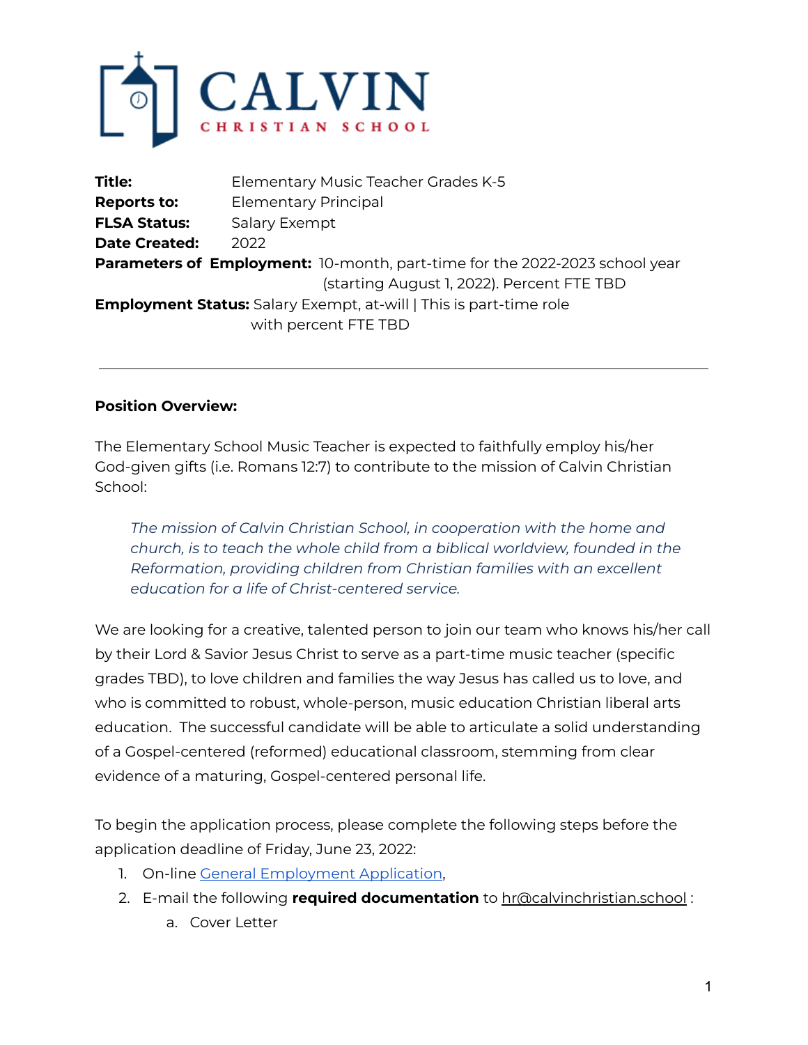# CALVIN CHRISTIAN SCHOOL

**Title:** Elementary Music Teacher Grades K-5
**Reports to:** Elementary Principal
**FLSA Status:** Salary Exempt
**Date Created:** 2022
**Parameters of Employment:** 10-month, part-time for the 2022-2023 school year (starting August 1, 2022). Percent FTE TBD
**Employment Status:** Salary Exempt, at-will | This is part-time role with percent FTE TBD

---

**Position Overview:**

The Elementary School Music Teacher is expected to faithfully employ his/her God-given gifts (i.e. Romans 12:7) to contribute to the mission of Calvin Christian School:

> *The mission of Calvin Christian School, in cooperation with the home and church, is to teach the whole child from a biblical worldview, founded in the Reformation, providing children from Christian families with an excellent education for a life of Christ-centered service.*

We are looking for a creative, talented person to join our team who knows his/her call by their Lord & Savior Jesus Christ to serve as a part-time music teacher (specific grades TBD), to love children and families the way Jesus has called us to love, and who is committed to robust, whole-person, music education Christian liberal arts education. The successful candidate will be able to articulate a solid understanding of a Gospel-centered (reformed) educational classroom, stemming from clear evidence of a maturing, Gospel-centered personal life.

To begin the application process, please complete the following steps before the application deadline of Friday, June 23, 2022:

1. On-line General Employment Application,
2. E-mail the following **required documentation** to hr@calvinchristian.school :
   a. Cover Letter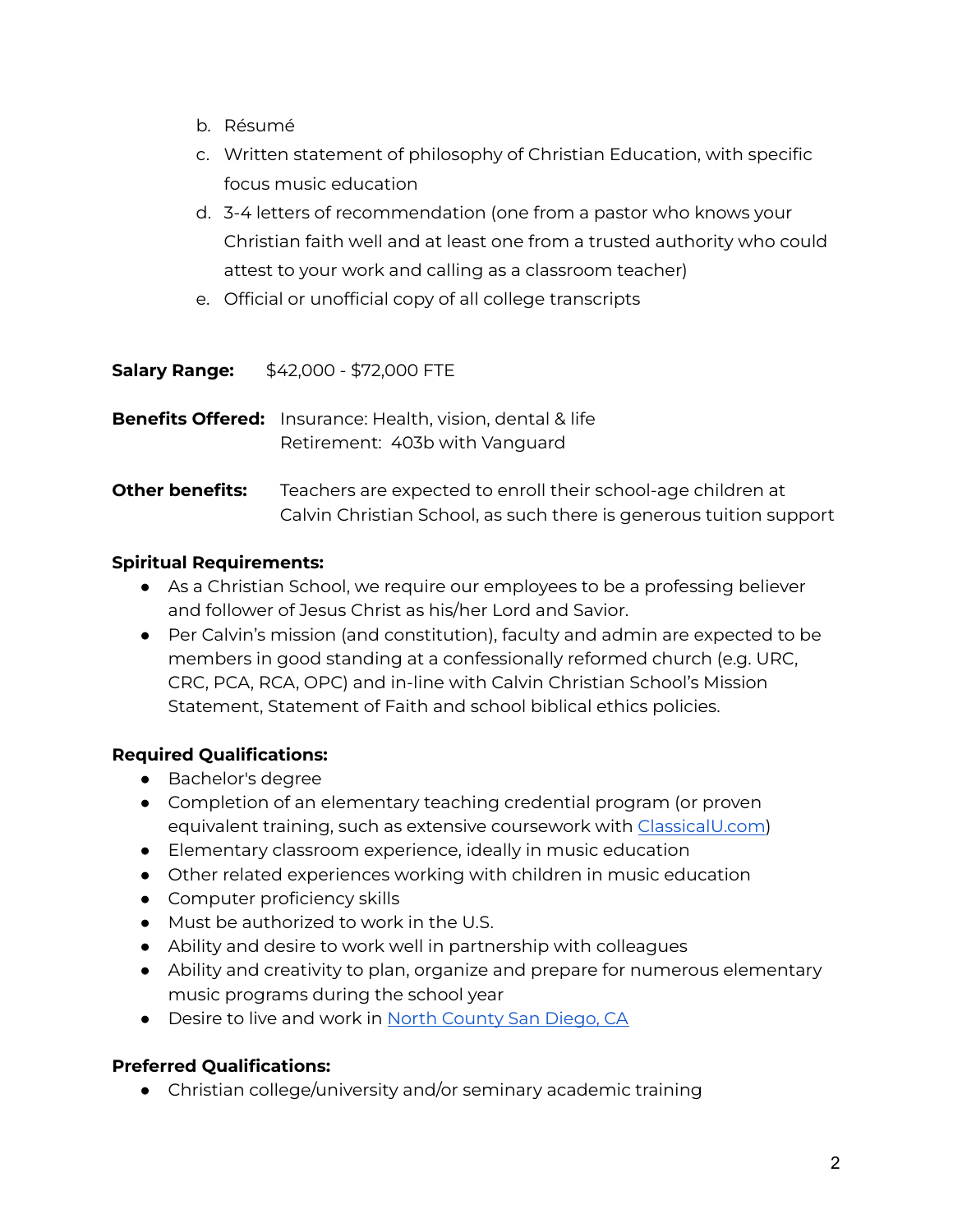b. Résumé
c. Written statement of philosophy of Christian Education, with specific focus music education
d. 3-4 letters of recommendation (one from a pastor who knows your Christian faith well and at least one from a trusted authority who could attest to your work and calling as a classroom teacher)
e. Official or unofficial copy of all college transcripts

**Salary Range:** $42,000 - $72,000 FTE

**Benefits Offered:** Insurance: Health, vision, dental & life
Retirement: 403b with Vanguard

**Other benefits:** Teachers are expected to enroll their school-age children at Calvin Christian School, as such there is generous tuition support

**Spiritual Requirements:**

- As a Christian School, we require our employees to be a professing believer and follower of Jesus Christ as his/her Lord and Savior.
- Per Calvin's mission (and constitution), faculty and admin are expected to be members in good standing at a confessionally reformed church (e.g. URC, CRC, PCA, RCA, OPC) and in-line with Calvin Christian School's Mission Statement, Statement of Faith and school biblical ethics policies.

**Required Qualifications:**

- Bachelor's degree
- Completion of an elementary teaching credential program (or proven equivalent training, such as extensive coursework with [ClassicalU.com](ClassicalU.com))
- Elementary classroom experience, ideally in music education
- Other related experiences working with children in music education
- Computer proficiency skills
- Must be authorized to work in the U.S.
- Ability and desire to work well in partnership with colleagues
- Ability and creativity to plan, organize and prepare for numerous elementary music programs during the school year
- Desire to live and work in North County San Diego, CA

**Preferred Qualifications:**

- Christian college/university and/or seminary academic training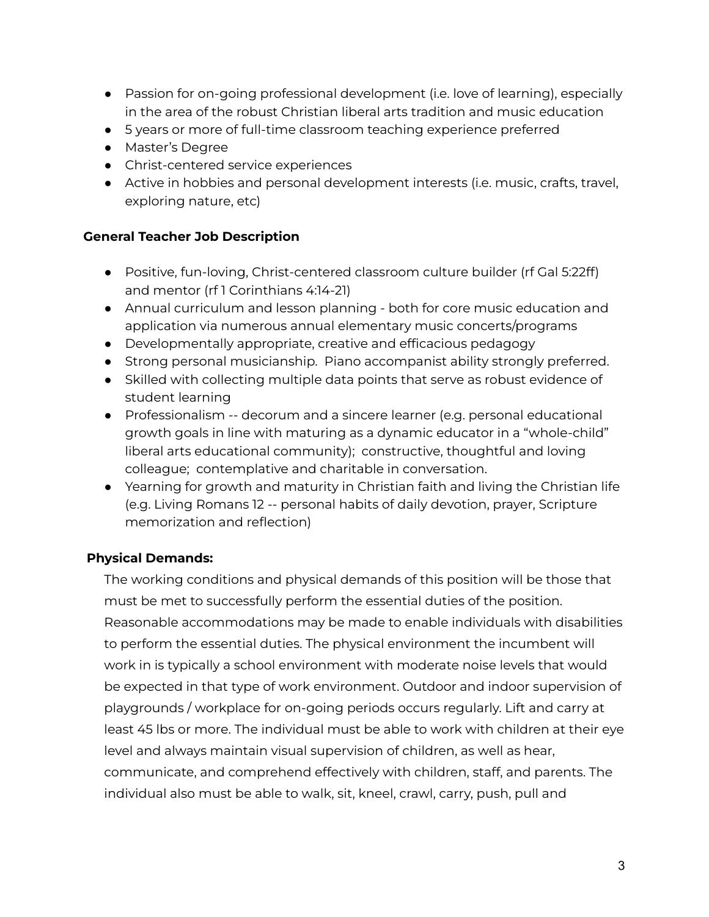- Passion for on-going professional development (i.e. love of learning), especially in the area of the robust Christian liberal arts tradition and music education
- 5 years or more of full-time classroom teaching experience preferred
- Master's Degree
- Christ-centered service experiences
- Active in hobbies and personal development interests (i.e. music, crafts, travel, exploring nature, etc)

**General Teacher Job Description**

- Positive, fun-loving, Christ-centered classroom culture builder (rf Gal 5:22ff) and mentor (rf 1 Corinthians 4:14-21)
- Annual curriculum and lesson planning - both for core music education and application via numerous annual elementary music concerts/programs
- Developmentally appropriate, creative and efficacious pedagogy
- Strong personal musicianship. Piano accompanist ability strongly preferred.
- Skilled with collecting multiple data points that serve as robust evidence of student learning
- Professionalism -- decorum and a sincere learner (e.g. personal educational growth goals in line with maturing as a dynamic educator in a "whole-child" liberal arts educational community); constructive, thoughtful and loving colleague; contemplative and charitable in conversation.
- Yearning for growth and maturity in Christian faith and living the Christian life (e.g. Living Romans 12 -- personal habits of daily devotion, prayer, Scripture memorization and reflection)

**Physical Demands:**

The working conditions and physical demands of this position will be those that must be met to successfully perform the essential duties of the position. Reasonable accommodations may be made to enable individuals with disabilities to perform the essential duties. The physical environment the incumbent will work in is typically a school environment with moderate noise levels that would be expected in that type of work environment. Outdoor and indoor supervision of playgrounds / workplace for on-going periods occurs regularly. Lift and carry at least 45 lbs or more. The individual must be able to work with children at their eye level and always maintain visual supervision of children, as well as hear, communicate, and comprehend effectively with children, staff, and parents. The individual also must be able to walk, sit, kneel, crawl, carry, push, pull and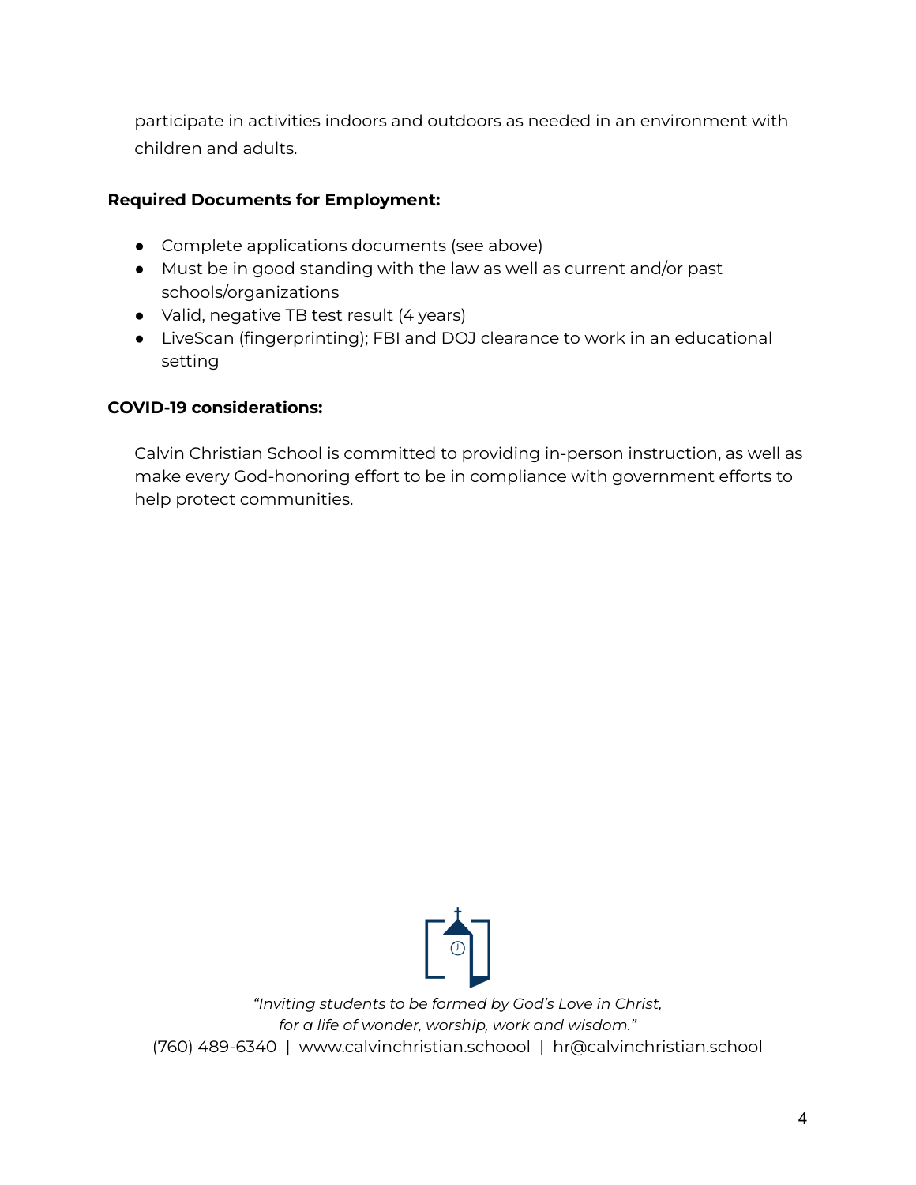participate in activities indoors and outdoors as needed in an environment with children and adults.

**Required Documents for Employment:**

- Complete applications documents (see above)
- Must be in good standing with the law as well as current and/or past schools/organizations
- Valid, negative TB test result (4 years)
- LiveScan (fingerprinting); FBI and DOJ clearance to work in an educational setting

**COVID-19 considerations:**

Calvin Christian School is committed to providing in-person instruction, as well as make every God-honoring effort to be in compliance with government efforts to help protect communities.

*"Inviting students to be formed by God's Love in Christ, for a life of wonder, worship, work and wisdom."*

(760) 489-6340 | www.calvinchristian.schoool | hr@calvinchristian.school